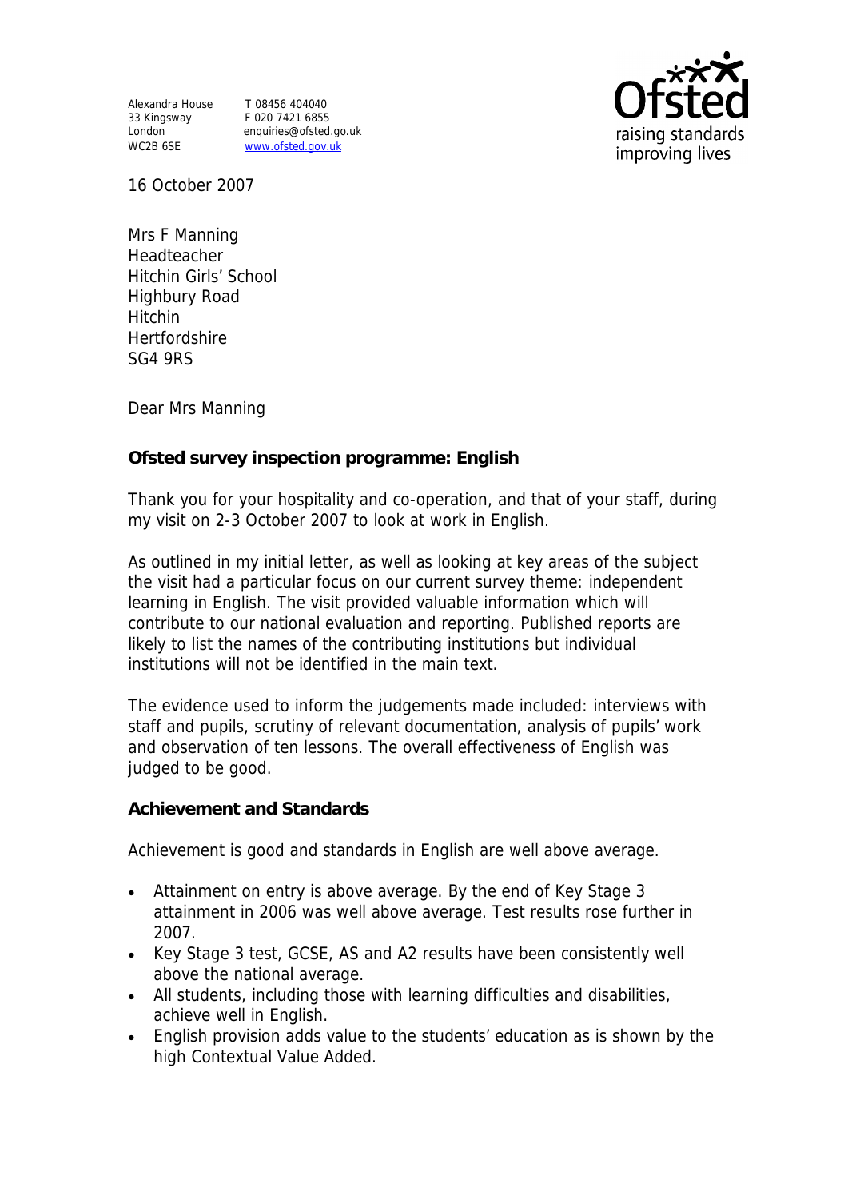Alexandra House
33 Kingsway
London
WC2B 6SE

T 08456 404040
F 020 7421 6855
enquiries@ofsted.go.uk
www.ofsted.gov.uk

16 October 2007

Mrs F Manning
Headteacher
Hitchin Girls' School
Highbury Road
Hitchin
Hertfordshire
SG4 9RS

Dear Mrs Manning

**Ofsted survey inspection programme: English**

Thank you for your hospitality and co-operation, and that of your staff, during my visit on 2-3 October 2007 to look at work in English.

As outlined in my initial letter, as well as looking at key areas of the subject the visit had a particular focus on our current survey theme: independent learning in English. The visit provided valuable information which will contribute to our national evaluation and reporting. Published reports are likely to list the names of the contributing institutions but individual institutions will not be identified in the main text.

The evidence used to inform the judgements made included: interviews with staff and pupils, scrutiny of relevant documentation, analysis of pupils' work and observation of ten lessons. The overall effectiveness of English was judged to be good.

**Achievement and Standards**

Achievement is good and standards in English are well above average.

- Attainment on entry is above average. By the end of Key Stage 3 attainment in 2006 was well above average. Test results rose further in 2007.
- Key Stage 3 test, GCSE, AS and A2 results have been consistently well above the national average.
- All students, including those with learning difficulties and disabilities, achieve well in English.
- English provision adds value to the students' education as is shown by the high Contextual Value Added.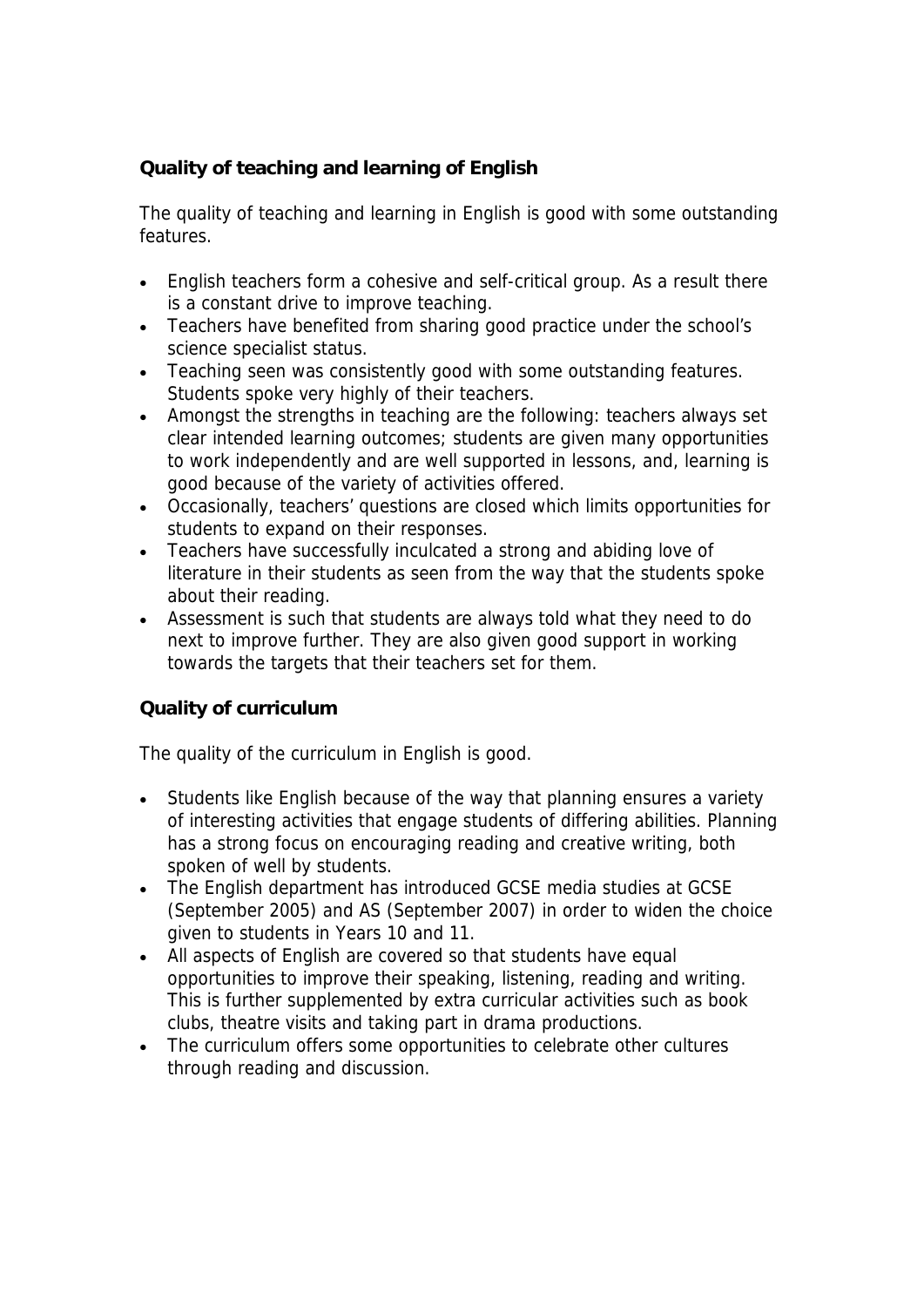**Quality of teaching and learning of English**

The quality of teaching and learning in English is good with some outstanding features.

- English teachers form a cohesive and self-critical group. As a result there is a constant drive to improve teaching.
- Teachers have benefited from sharing good practice under the school's science specialist status.
- Teaching seen was consistently good with some outstanding features. Students spoke very highly of their teachers.
- Amongst the strengths in teaching are the following: teachers always set clear intended learning outcomes; students are given many opportunities to work independently and are well supported in lessons, and, learning is good because of the variety of activities offered.
- Occasionally, teachers' questions are closed which limits opportunities for students to expand on their responses.
- Teachers have successfully inculcated a strong and abiding love of literature in their students as seen from the way that the students spoke about their reading.
- Assessment is such that students are always told what they need to do next to improve further. They are also given good support in working towards the targets that their teachers set for them.

**Quality of curriculum**

The quality of the curriculum in English is good.

- Students like English because of the way that planning ensures a variety of interesting activities that engage students of differing abilities. Planning has a strong focus on encouraging reading and creative writing, both spoken of well by students.
- The English department has introduced GCSE media studies at GCSE (September 2005) and AS (September 2007) in order to widen the choice given to students in Years 10 and 11.
- All aspects of English are covered so that students have equal opportunities to improve their speaking, listening, reading and writing. This is further supplemented by extra curricular activities such as book clubs, theatre visits and taking part in drama productions.
- The curriculum offers some opportunities to celebrate other cultures through reading and discussion.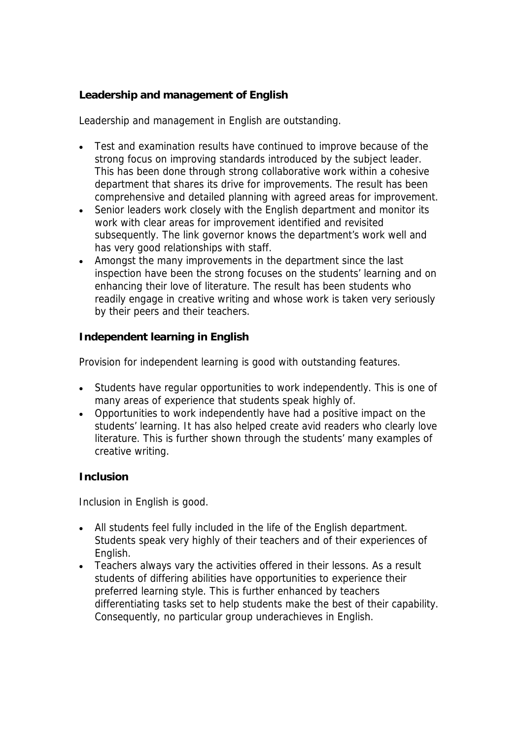**Leadership and management of English**

Leadership and management in English are outstanding.

- Test and examination results have continued to improve because of the strong focus on improving standards introduced by the subject leader. This has been done through strong collaborative work within a cohesive department that shares its drive for improvements. The result has been comprehensive and detailed planning with agreed areas for improvement.
- Senior leaders work closely with the English department and monitor its work with clear areas for improvement identified and revisited subsequently. The link governor knows the department's work well and has very good relationships with staff.
- Amongst the many improvements in the department since the last inspection have been the strong focuses on the students' learning and on enhancing their love of literature. The result has been students who readily engage in creative writing and whose work is taken very seriously by their peers and their teachers.

**Independent learning in English**

Provision for independent learning is good with outstanding features.

- Students have regular opportunities to work independently. This is one of many areas of experience that students speak highly of.
- Opportunities to work independently have had a positive impact on the students' learning. It has also helped create avid readers who clearly love literature. This is further shown through the students' many examples of creative writing.

**Inclusion**

Inclusion in English is good.

- All students feel fully included in the life of the English department. Students speak very highly of their teachers and of their experiences of English.
- Teachers always vary the activities offered in their lessons. As a result students of differing abilities have opportunities to experience their preferred learning style. This is further enhanced by teachers differentiating tasks set to help students make the best of their capability. Consequently, no particular group underachieves in English.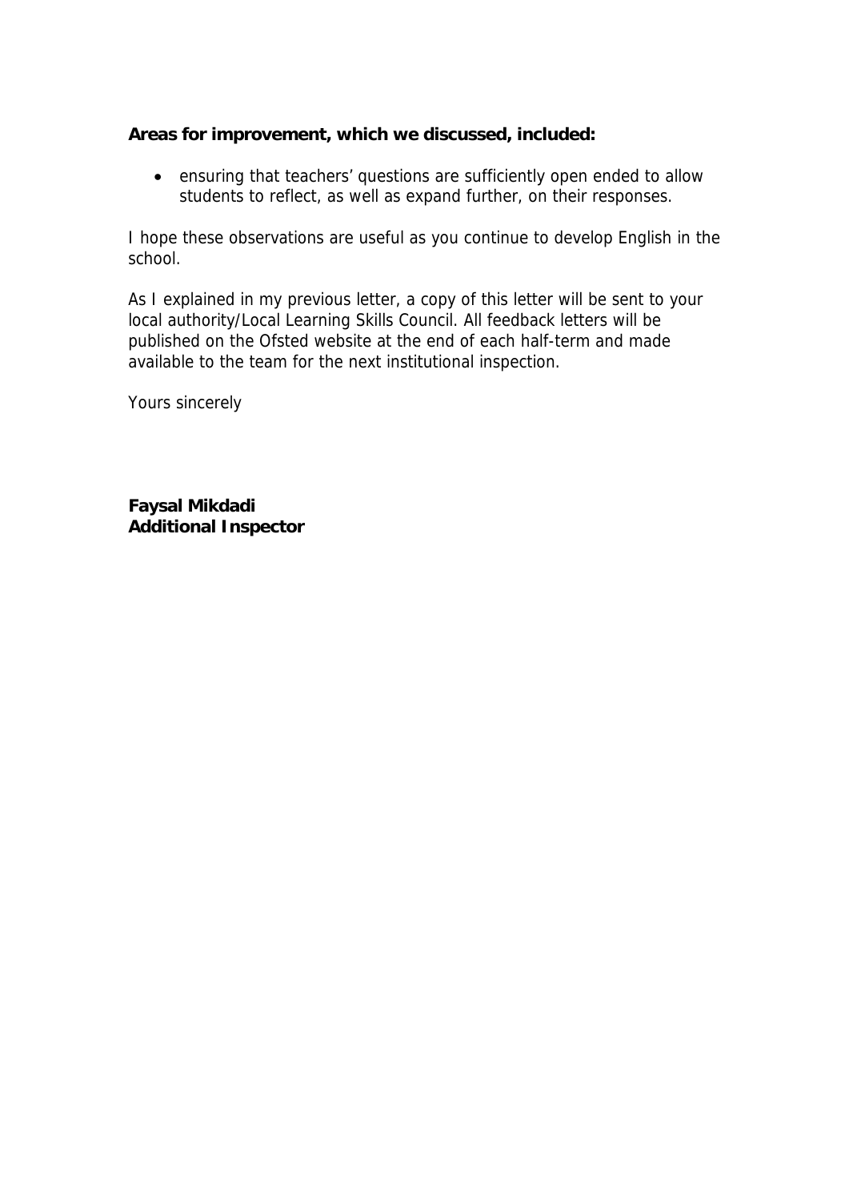**Areas for improvement, which we discussed, included:**

- ensuring that teachers' questions are sufficiently open ended to allow students to reflect, as well as expand further, on their responses.

I hope these observations are useful as you continue to develop English in the school.

As I explained in my previous letter, a copy of this letter will be sent to your local authority/Local Learning Skills Council. All feedback letters will be published on the Ofsted website at the end of each half-term and made available to the team for the next institutional inspection.

Yours sincerely

**Faysal Mikdadi**
**Additional Inspector**